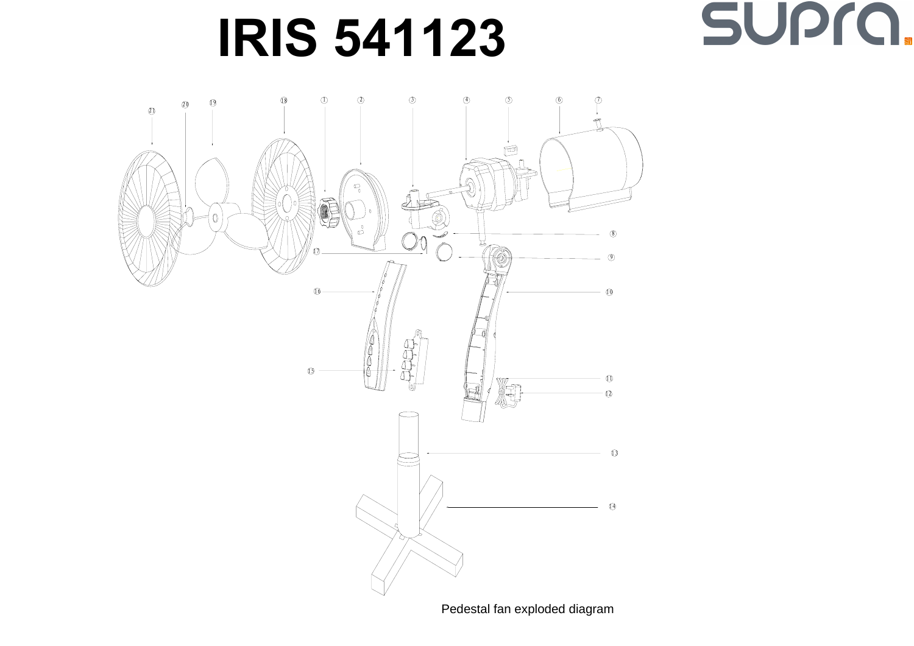# IRIS 541123

Pedestal fan exploded diagram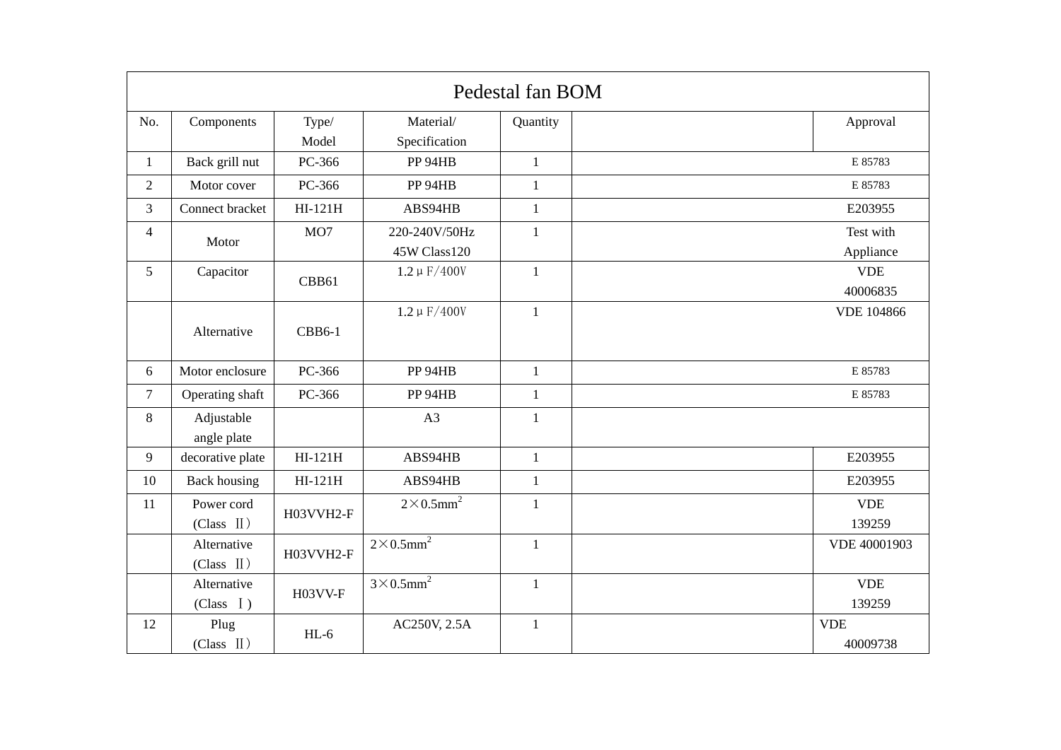| Pedestal fan BOM | | | | | | |
|---|---|---|---|---|---|---|
| No. | Components | Type/ Model | Material/ Specification | Quantity | | Approval |
| 1 | Back grill nut | PC-366 | PP 94HB | 1 | | E 85783 |
| 2 | Motor cover | PC-366 | PP 94HB | 1 | | E 85783 |
| 3 | Connect bracket | HI-121H | ABS94HB | 1 | | E203955 |
| 4 | Motor | MO7 | 220-240V/50Hz 45W Class120 | 1 | | Test with Appliance |
| 5 | Capacitor | CBB61 | 1.2μF/400V | 1 | | VDE 40006835 |
| | Alternative | CBB6-1 | 1.2μF/400V | 1 | | VDE 104866 |
| 6 | Motor enclosure | PC-366 | PP 94HB | 1 | | E 85783 |
| 7 | Operating shaft | PC-366 | PP 94HB | 1 | | E 85783 |
| 8 | Adjustable angle plate | | A3 | 1 | | |
| 9 | decorative plate | HI-121H | ABS94HB | 1 | | E203955 |
| 10 | Back housing | HI-121H | ABS94HB | 1 | | E203955 |
| 11 | Power cord (Class Ⅱ) | H03VVH2-F | $2\times0.5mm^2$ | 1 | | VDE 139259 |
| | Alternative (Class Ⅱ) | H03VVH2-F | $2\times0.5mm^2$ | 1 | | VDE 40001903 |
| | Alternative (Class Ⅰ) | H03VV-F | $3\times0.5mm^2$ | 1 | | VDE 139259 |
| 12 | Plug (Class Ⅱ) | HL-6 | AC250V, 2.5A | 1 | | VDE 40009738 |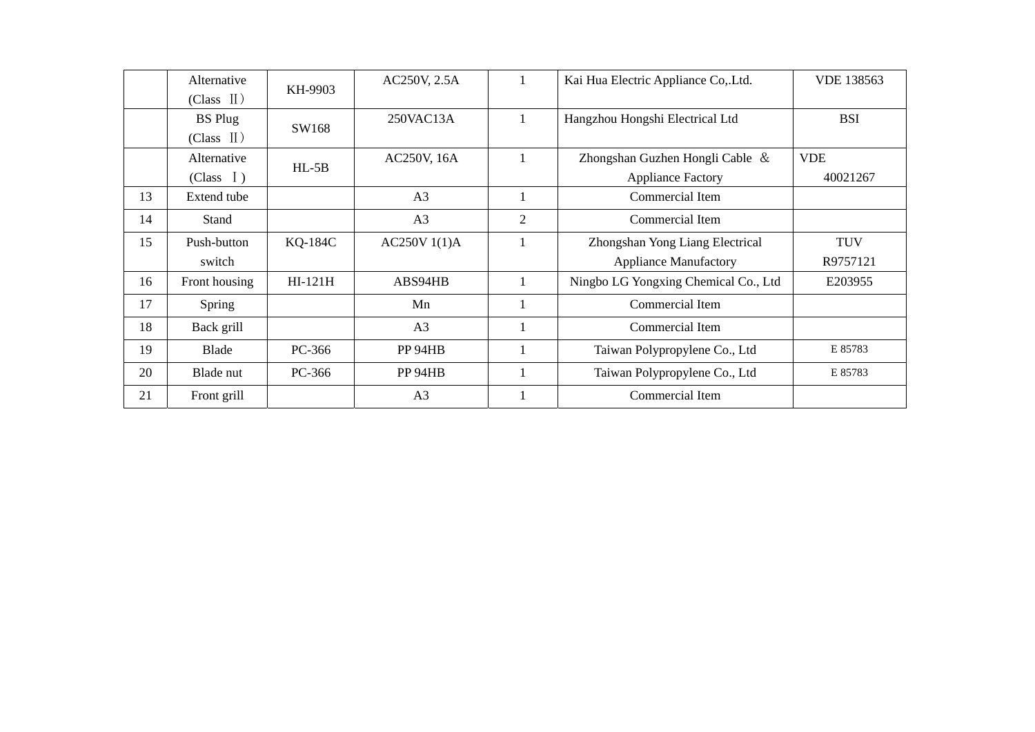| | | | | | | |
|---|---|---|---|---|---|---|
| | Alternative (Class Ⅱ) | KH-9903 | AC250V, 2.5A | 1 | Kai Hua Electric Appliance Co,.Ltd. | VDE 138563 |
| | BS Plug (Class Ⅱ) | SW168 | 250VAC13A | 1 | Hangzhou Hongshi Electrical Ltd | BSI |
| | Alternative (Class Ⅰ) | HL-5B | AC250V, 16A | 1 | Zhongshan Guzhen Hongli Cable ＆ Appliance Factory | VDE 40021267 |
| 13 | Extend tube | | A3 | 1 | Commercial Item | |
| 14 | Stand | | A3 | 2 | Commercial Item | |
| 15 | Push-button switch | KQ-184C | AC250V 1(1)A | 1 | Zhongshan Yong Liang Electrical Appliance Manufactory | TUV R9757121 |
| 16 | Front housing | HI-121H | ABS94HB | 1 | Ningbo LG Yongxing Chemical Co., Ltd | E203955 |
| 17 | Spring | | Mn | 1 | Commercial Item | |
| 18 | Back grill | | A3 | 1 | Commercial Item | |
| 19 | Blade | PC-366 | PP 94HB | 1 | Taiwan Polypropylene Co., Ltd | E 85783 |
| 20 | Blade nut | PC-366 | PP 94HB | 1 | Taiwan Polypropylene Co., Ltd | E 85783 |
| 21 | Front grill | | A3 | 1 | Commercial Item | |